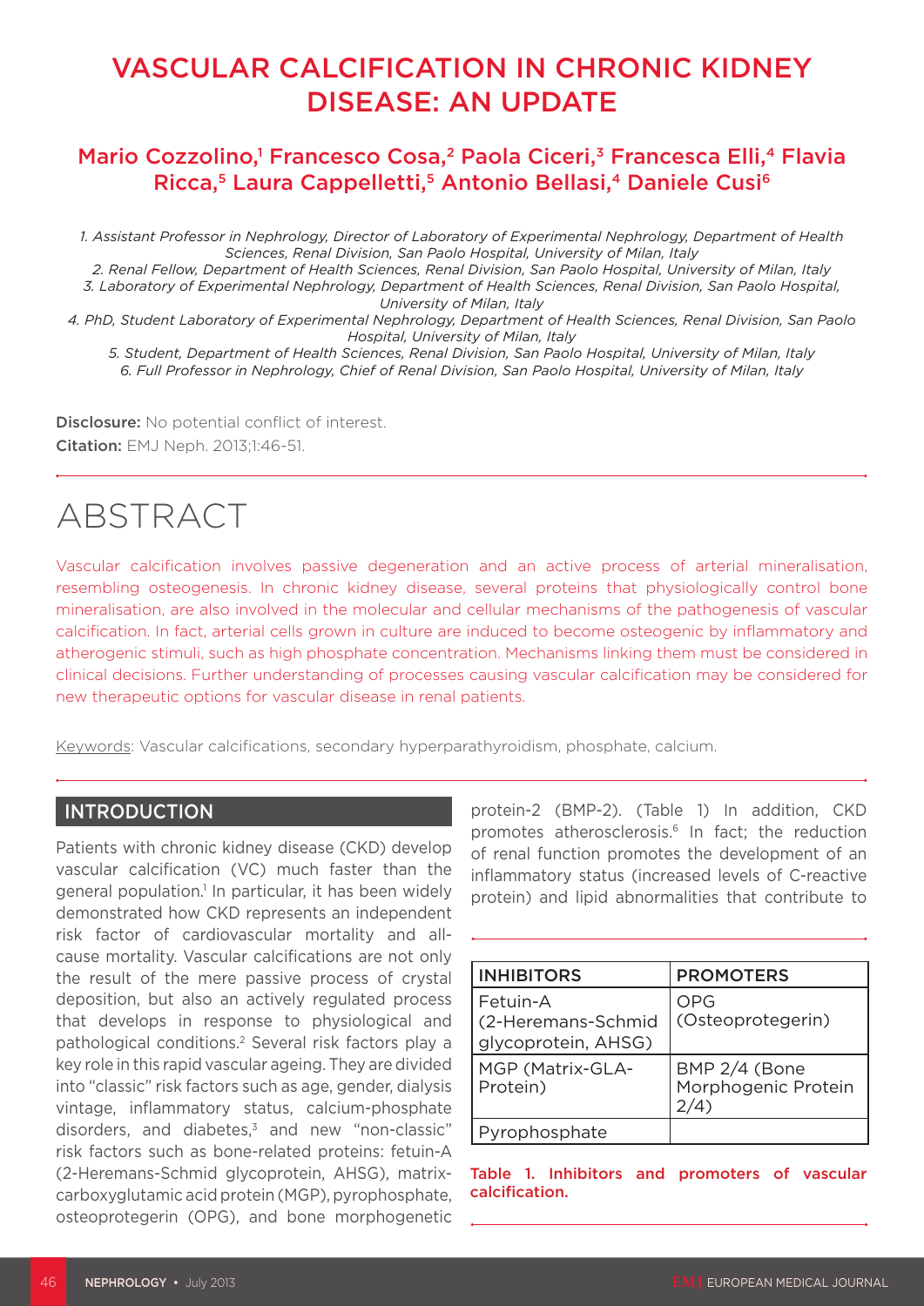# VASCULAR CALCIFICATION IN CHRONIC KIDNEY DISEASE: AN UPDATE

## Mario Cozzolino,[1] Francesco Cosa,[2] Paola Ciceri,[3] Francesca Elli,[4] Flavia Ricca,[5] Laura Cappelletti,[5] Antonio Bellasi,[4] Daniele Cusi[6]

*1. Assistant Professor in Nephrology, Director of Laboratory of Experimental Nephrology, Department of Health Sciences, Renal Division, San Paolo Hospital, University of Milan, Italy*
*2. Renal Fellow, Department of Health Sciences, Renal Division, San Paolo Hospital, University of Milan, Italy*
*3. Laboratory of Experimental Nephrology, Department of Health Sciences, Renal Division, San Paolo Hospital, University of Milan, Italy*
*4. PhD, Student Laboratory of Experimental Nephrology, Department of Health Sciences, Renal Division, San Paolo Hospital, University of Milan, Italy*
*5. Student, Department of Health Sciences, Renal Division, San Paolo Hospital, University of Milan, Italy*
*6. Full Professor in Nephrology, Chief of Renal Division, San Paolo Hospital, University of Milan, Italy*

**Disclosure:** No potential conflict of interest.
**Citation:** EMJ Neph. 2013;1:46-51.

# ABSTRACT

Vascular calcification involves passive degeneration and an active process of arterial mineralisation, resembling osteogenesis. In chronic kidney disease, several proteins that physiologically control bone mineralisation, are also involved in the molecular and cellular mechanisms of the pathogenesis of vascular calcification. In fact, arterial cells grown in culture are induced to become osteogenic by inflammatory and atherogenic stimuli, such as high phosphate concentration. Mechanisms linking them must be considered in clinical decisions. Further understanding of processes causing vascular calcification may be considered for new therapeutic options for vascular disease in renal patients.

Keywords: Vascular calcifications, secondary hyperparathyroidism, phosphate, calcium.

## INTRODUCTION

Patients with chronic kidney disease (CKD) develop vascular calcification (VC) much faster than the general population.[1] In particular, it has been widely demonstrated how CKD represents an independent risk factor of cardiovascular mortality and all-cause mortality. Vascular calcifications are not only the result of the mere passive process of crystal deposition, but also an actively regulated process that develops in response to physiological and pathological conditions.[2] Several risk factors play a key role in this rapid vascular ageing. They are divided into "classic" risk factors such as age, gender, dialysis vintage, inflammatory status, calcium-phosphate disorders, and diabetes,[3] and new "non-classic" risk factors such as bone-related proteins: fetuin-A (2-Heremans-Schmid glycoprotein, AHSG), matrix-carboxyglutamic acid protein (MGP), pyrophosphate, osteoprotegerin (OPG), and bone morphogenetic protein-2 (BMP-2). (Table 1) In addition, CKD promotes atherosclerosis.[6] In fact; the reduction of renal function promotes the development of an inflammatory status (increased levels of C-reactive protein) and lipid abnormalities that contribute to

| INHIBITORS | PROMOTERS |
|---|---|
| Fetuin-A (2-Heremans-Schmid glycoprotein, AHSG) | OPG (Osteoprotegerin) |
| MGP (Matrix-GLA-Protein) | BMP 2/4 (Bone Morphogenic Protein 2/4) |
| Pyrophosphate | |

**Table 1. Inhibitors and promoters of vascular calcification.**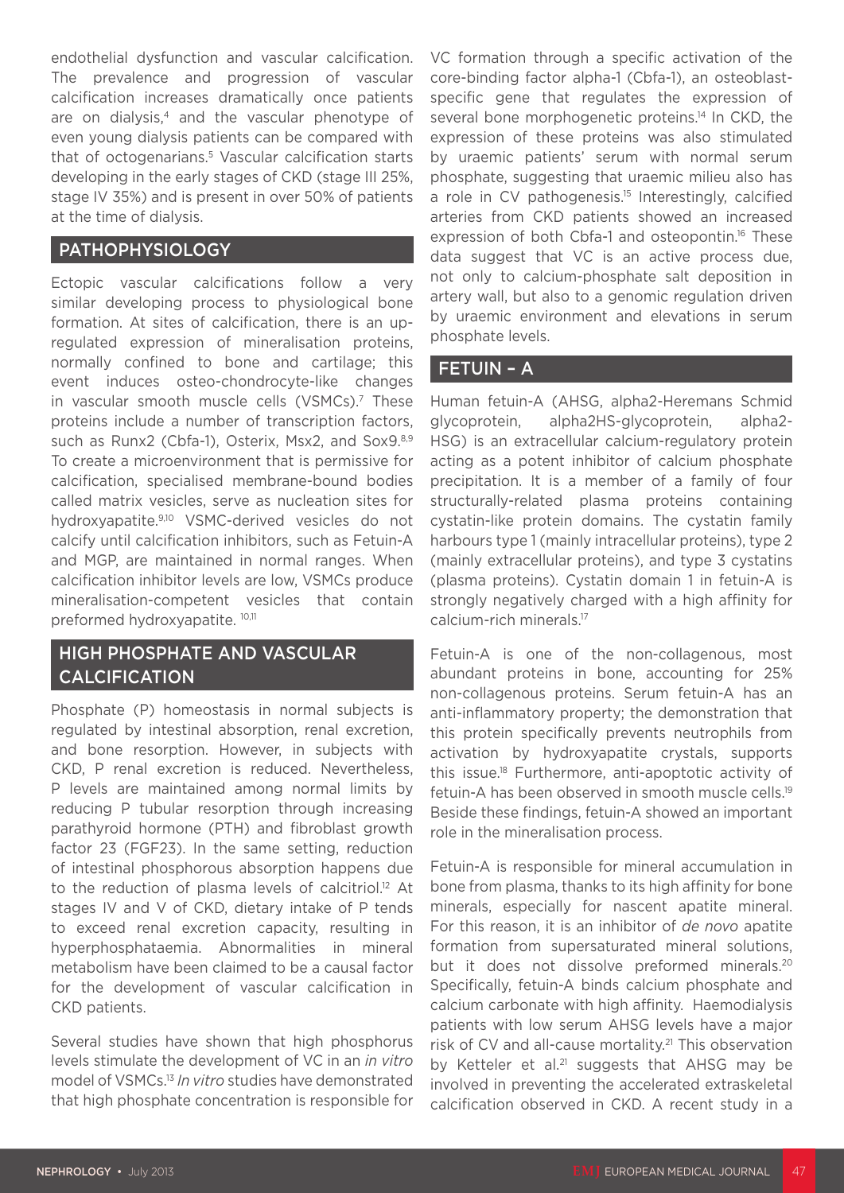endothelial dysfunction and vascular calcification. The prevalence and progression of vascular calcification increases dramatically once patients are on dialysis,[4] and the vascular phenotype of even young dialysis patients can be compared with that of octogenarians.[5] Vascular calcification starts developing in the early stages of CKD (stage III 25%, stage IV 35%) and is present in over 50% of patients at the time of dialysis.

## PATHOPHYSIOLOGY

Ectopic vascular calcifications follow a very similar developing process to physiological bone formation. At sites of calcification, there is an up-regulated expression of mineralisation proteins, normally confined to bone and cartilage; this event induces osteo-chondrocyte-like changes in vascular smooth muscle cells (VSMCs).[7] These proteins include a number of transcription factors, such as Runx2 (Cbfa-1), Osterix, Msx2, and Sox9.[8,9] To create a microenvironment that is permissive for calcification, specialised membrane-bound bodies called matrix vesicles, serve as nucleation sites for hydroxyapatite.[9,10] VSMC-derived vesicles do not calcify until calcification inhibitors, such as Fetuin-A and MGP, are maintained in normal ranges. When calcification inhibitor levels are low, VSMCs produce mineralisation-competent vesicles that contain preformed hydroxyapatite.[10,11]

## HIGH PHOSPHATE AND VASCULAR CALCIFICATION

Phosphate (P) homeostasis in normal subjects is regulated by intestinal absorption, renal excretion, and bone resorption. However, in subjects with CKD, P renal excretion is reduced. Nevertheless, P levels are maintained among normal limits by reducing P tubular resorption through increasing parathyroid hormone (PTH) and fibroblast growth factor 23 (FGF23). In the same setting, reduction of intestinal phosphorous absorption happens due to the reduction of plasma levels of calcitriol.[12] At stages IV and V of CKD, dietary intake of P tends to exceed renal excretion capacity, resulting in hyperphosphataemia. Abnormalities in mineral metabolism have been claimed to be a causal factor for the development of vascular calcification in CKD patients.

Several studies have shown that high phosphorus levels stimulate the development of VC in an *in vitro* model of VSMCs.[13] *In vitro* studies have demonstrated that high phosphate concentration is responsible for VC formation through a specific activation of the core-binding factor alpha-1 (Cbfa-1), an osteoblast-specific gene that regulates the expression of several bone morphogenetic proteins.[14] In CKD, the expression of these proteins was also stimulated by uraemic patients' serum with normal serum phosphate, suggesting that uraemic milieu also has a role in CV pathogenesis.[15] Interestingly, calcified arteries from CKD patients showed an increased expression of both Cbfa-1 and osteopontin.[16] These data suggest that VC is an active process due, not only to calcium-phosphate salt deposition in artery wall, but also to a genomic regulation driven by uraemic environment and elevations in serum phosphate levels.

## FETUIN – A

Human fetuin-A (AHSG, alpha2-Heremans Schmid glycoprotein, alpha2HS-glycoprotein, alpha2-HSG) is an extracellular calcium-regulatory protein acting as a potent inhibitor of calcium phosphate precipitation. It is a member of a family of four structurally-related plasma proteins containing cystatin-like protein domains. The cystatin family harbours type 1 (mainly intracellular proteins), type 2 (mainly extracellular proteins), and type 3 cystatins (plasma proteins). Cystatin domain 1 in fetuin-A is strongly negatively charged with a high affinity for calcium-rich minerals.[17]

Fetuin-A is one of the non-collagenous, most abundant proteins in bone, accounting for 25% non-collagenous proteins. Serum fetuin-A has an anti-inflammatory property; the demonstration that this protein specifically prevents neutrophils from activation by hydroxyapatite crystals, supports this issue.[18] Furthermore, anti-apoptotic activity of fetuin-A has been observed in smooth muscle cells.[19] Beside these findings, fetuin-A showed an important role in the mineralisation process.

Fetuin-A is responsible for mineral accumulation in bone from plasma, thanks to its high affinity for bone minerals, especially for nascent apatite mineral. For this reason, it is an inhibitor of *de novo* apatite formation from supersaturated mineral solutions, but it does not dissolve preformed minerals.[20] Specifically, fetuin-A binds calcium phosphate and calcium carbonate with high affinity. Haemodialysis patients with low serum AHSG levels have a major risk of CV and all-cause mortality.[21] This observation by Ketteler et al.[21] suggests that AHSG may be involved in preventing the accelerated extraskeletal calcification observed in CKD. A recent study in a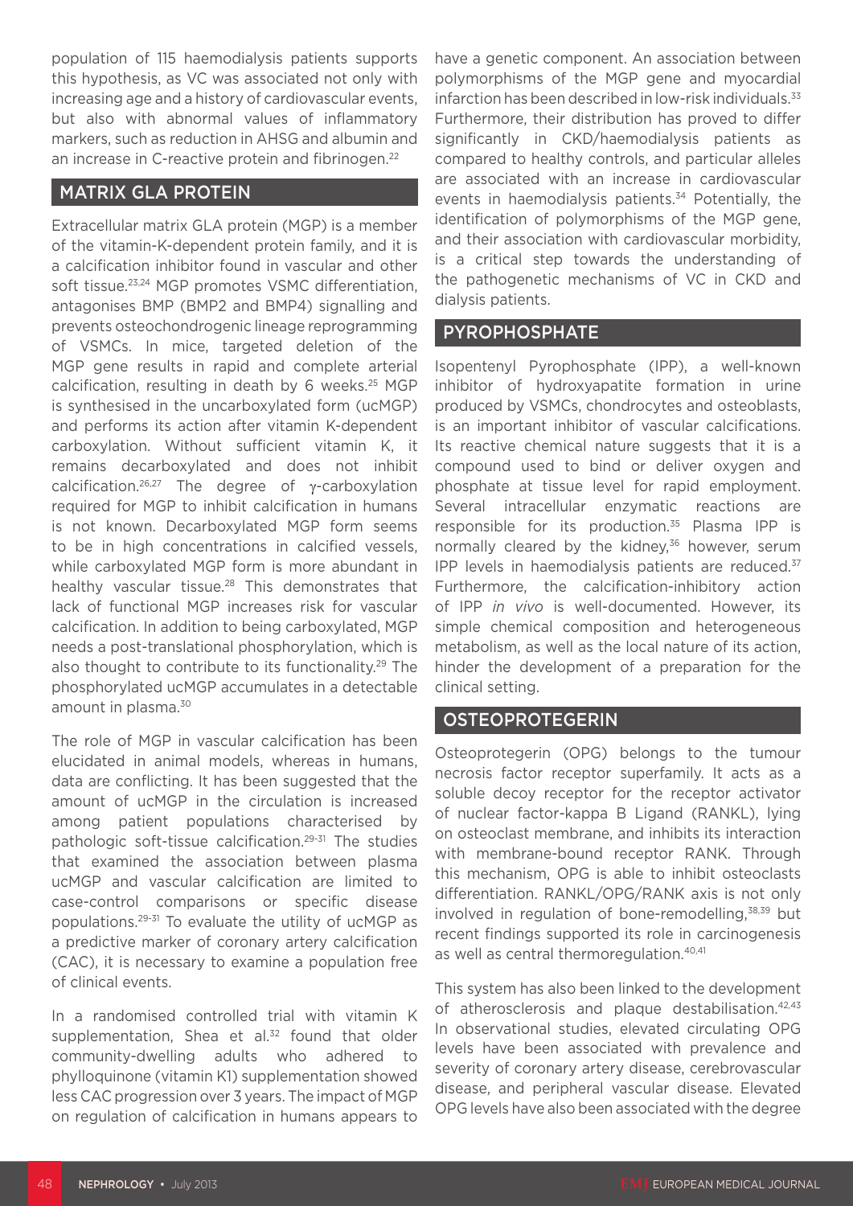population of 115 haemodialysis patients supports this hypothesis, as VC was associated not only with increasing age and a history of cardiovascular events, but also with abnormal values of inflammatory markers, such as reduction in AHSG and albumin and an increase in C-reactive protein and fibrinogen.[22]

## MATRIX GLA PROTEIN

Extracellular matrix GLA protein (MGP) is a member of the vitamin-K-dependent protein family, and it is a calcification inhibitor found in vascular and other soft tissue.[23,24] MGP promotes VSMC differentiation, antagonises BMP (BMP2 and BMP4) signalling and prevents osteochondrogenic lineage reprogramming of VSMCs. In mice, targeted deletion of the MGP gene results in rapid and complete arterial calcification, resulting in death by 6 weeks.[25] MGP is synthesised in the uncarboxylated form (ucMGP) and performs its action after vitamin K-dependent carboxylation. Without sufficient vitamin K, it remains decarboxylated and does not inhibit calcification.[26,27] The degree of γ-carboxylation required for MGP to inhibit calcification in humans is not known. Decarboxylated MGP form seems to be in high concentrations in calcified vessels, while carboxylated MGP form is more abundant in healthy vascular tissue.[28] This demonstrates that lack of functional MGP increases risk for vascular calcification. In addition to being carboxylated, MGP needs a post-translational phosphorylation, which is also thought to contribute to its functionality.[29] The phosphorylated ucMGP accumulates in a detectable amount in plasma.[30]

The role of MGP in vascular calcification has been elucidated in animal models, whereas in humans, data are conflicting. It has been suggested that the amount of ucMGP in the circulation is increased among patient populations characterised by pathologic soft-tissue calcification.[29-31] The studies that examined the association between plasma ucMGP and vascular calcification are limited to case-control comparisons or specific disease populations.[29-31] To evaluate the utility of ucMGP as a predictive marker of coronary artery calcification (CAC), it is necessary to examine a population free of clinical events.

In a randomised controlled trial with vitamin K supplementation, Shea et al.[32] found that older community-dwelling adults who adhered to phylloquinone (vitamin K1) supplementation showed less CAC progression over 3 years. The impact of MGP on regulation of calcification in humans appears to have a genetic component. An association between polymorphisms of the MGP gene and myocardial infarction has been described in low-risk individuals.[33] Furthermore, their distribution has proved to differ significantly in CKD/haemodialysis patients as compared to healthy controls, and particular alleles are associated with an increase in cardiovascular events in haemodialysis patients.[34] Potentially, the identification of polymorphisms of the MGP gene, and their association with cardiovascular morbidity, is a critical step towards the understanding of the pathogenetic mechanisms of VC in CKD and dialysis patients.

## PYROPHOSPHATE

Isopentenyl Pyrophosphate (IPP), a well-known inhibitor of hydroxyapatite formation in urine produced by VSMCs, chondrocytes and osteoblasts, is an important inhibitor of vascular calcifications. Its reactive chemical nature suggests that it is a compound used to bind or deliver oxygen and phosphate at tissue level for rapid employment. Several intracellular enzymatic reactions are responsible for its production.[35] Plasma IPP is normally cleared by the kidney,[36] however, serum IPP levels in haemodialysis patients are reduced.[37] Furthermore, the calcification-inhibitory action of IPP *in vivo* is well-documented. However, its simple chemical composition and heterogeneous metabolism, as well as the local nature of its action, hinder the development of a preparation for the clinical setting.

## OSTEOPROTEGERIN

Osteoprotegerin (OPG) belongs to the tumour necrosis factor receptor superfamily. It acts as a soluble decoy receptor for the receptor activator of nuclear factor-kappa B Ligand (RANKL), lying on osteoclast membrane, and inhibits its interaction with membrane-bound receptor RANK. Through this mechanism, OPG is able to inhibit osteoclasts differentiation. RANKL/OPG/RANK axis is not only involved in regulation of bone-remodelling,[38,39] but recent findings supported its role in carcinogenesis as well as central thermoregulation.[40,41]

This system has also been linked to the development of atherosclerosis and plaque destabilisation.[42,43] In observational studies, elevated circulating OPG levels have been associated with prevalence and severity of coronary artery disease, cerebrovascular disease, and peripheral vascular disease. Elevated OPG levels have also been associated with the degree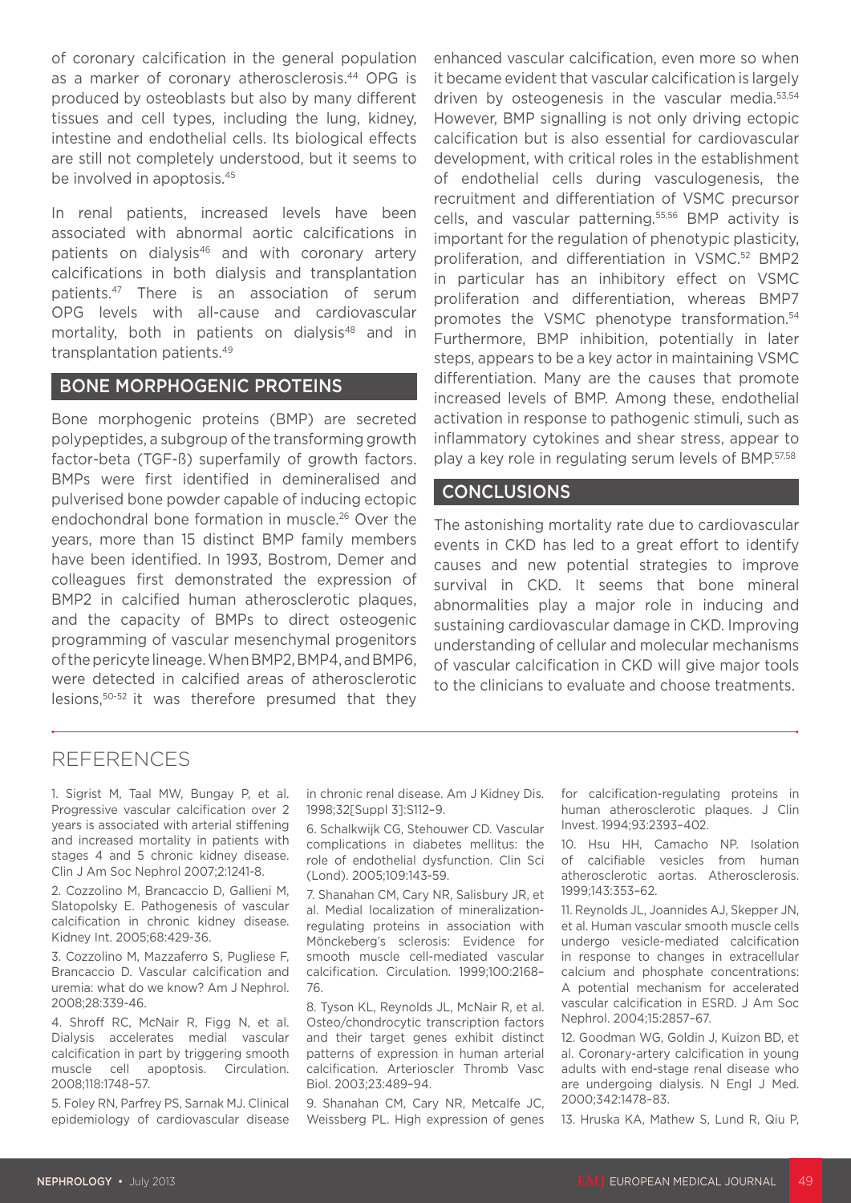of coronary calcification in the general population as a marker of coronary atherosclerosis.[44] OPG is produced by osteoblasts but also by many different tissues and cell types, including the lung, kidney, intestine and endothelial cells. Its biological effects are still not completely understood, but it seems to be involved in apoptosis.[45]

In renal patients, increased levels have been associated with abnormal aortic calcifications in patients on dialysis[46] and with coronary artery calcifications in both dialysis and transplantation patients.[47] There is an association of serum OPG levels with all-cause and cardiovascular mortality, both in patients on dialysis[48] and in transplantation patients.[49]

## BONE MORPHOGENIC PROTEINS

Bone morphogenic proteins (BMP) are secreted polypeptides, a subgroup of the transforming growth factor-beta (TGF-ß) superfamily of growth factors. BMPs were first identified in demineralised and pulverised bone powder capable of inducing ectopic endochondral bone formation in muscle.[26] Over the years, more than 15 distinct BMP family members have been identified. In 1993, Bostrom, Demer and colleagues first demonstrated the expression of BMP2 in calcified human atherosclerotic plaques, and the capacity of BMPs to direct osteogenic programming of vascular mesenchymal progenitors of the pericyte lineage. When BMP2, BMP4, and BMP6, were detected in calcified areas of atherosclerotic lesions,[50-52] it was therefore presumed that they enhanced vascular calcification, even more so when it became evident that vascular calcification is largely driven by osteogenesis in the vascular media.[53,54] However, BMP signalling is not only driving ectopic calcification but is also essential for cardiovascular development, with critical roles in the establishment of endothelial cells during vasculogenesis, the recruitment and differentiation of VSMC precursor cells, and vascular patterning.[55,56] BMP activity is important for the regulation of phenotypic plasticity, proliferation, and differentiation in VSMC.[52] BMP2 in particular has an inhibitory effect on VSMC proliferation and differentiation, whereas BMP7 promotes the VSMC phenotype transformation.[54] Furthermore, BMP inhibition, potentially in later steps, appears to be a key actor in maintaining VSMC differentiation. Many are the causes that promote increased levels of BMP. Among these, endothelial activation in response to pathogenic stimuli, such as inflammatory cytokines and shear stress, appear to play a key role in regulating serum levels of BMP.[57,58]

## CONCLUSIONS

The astonishing mortality rate due to cardiovascular events in CKD has led to a great effort to identify causes and new potential strategies to improve survival in CKD. It seems that bone mineral abnormalities play a major role in inducing and sustaining cardiovascular damage in CKD. Improving understanding of cellular and molecular mechanisms of vascular calcification in CKD will give major tools to the clinicians to evaluate and choose treatments.

## REFERENCES

1. Sigrist M, Taal MW, Bungay P, et al. Progressive vascular calcification over 2 years is associated with arterial stiffening and increased mortality in patients with stages 4 and 5 chronic kidney disease. Clin J Am Soc Nephrol 2007;2:1241-8.

2. Cozzolino M, Brancaccio D, Gallieni M, Slatopolsky E. Pathogenesis of vascular calcification in chronic kidney disease. Kidney Int. 2005;68:429-36.

3. Cozzolino M, Mazzaferro S, Pugliese F, Brancaccio D. Vascular calcification and uremia: what do we know? Am J Nephrol. 2008;28:339-46.

4. Shroff RC, McNair R, Figg N, et al. Dialysis accelerates medial vascular calcification in part by triggering smooth muscle cell apoptosis. Circulation. 2008;118:1748–57.

5. Foley RN, Parfrey PS, Sarnak MJ. Clinical epidemiology of cardiovascular disease in chronic renal disease. Am J Kidney Dis. 1998;32[Suppl 3]:S112–9.

6. Schalkwijk CG, Stehouwer CD. Vascular complications in diabetes mellitus: the role of endothelial dysfunction. Clin Sci (Lond). 2005;109:143-59.

7. Shanahan CM, Cary NR, Salisbury JR, et al. Medial localization of mineralization-regulating proteins in association with Mönckeberg's sclerosis: Evidence for smooth muscle cell-mediated vascular calcification. Circulation. 1999;100:2168–76.

8. Tyson KL, Reynolds JL, McNair R, et al. Osteo/chondrocytic transcription factors and their target genes exhibit distinct patterns of expression in human arterial calcification. Arterioscler Thromb Vasc Biol. 2003;23:489–94.

9. Shanahan CM, Cary NR, Metcalfe JC, Weissberg PL. High expression of genes for calcification-regulating proteins in human atherosclerotic plaques. J Clin Invest. 1994;93:2393–402.

10. Hsu HH, Camacho NP. Isolation of calcifiable vesicles from human atherosclerotic aortas. Atherosclerosis. 1999;143:353–62.

11. Reynolds JL, Joannides AJ, Skepper JN, et al. Human vascular smooth muscle cells undergo vesicle-mediated calcification in response to changes in extracellular calcium and phosphate concentrations: A potential mechanism for accelerated vascular calcification in ESRD. J Am Soc Nephrol. 2004;15:2857–67.

12. Goodman WG, Goldin J, Kuizon BD, et al. Coronary-artery calcification in young adults with end-stage renal disease who are undergoing dialysis. N Engl J Med. 2000;342:1478–83.

13. Hruska KA, Mathew S, Lund R, Qiu P,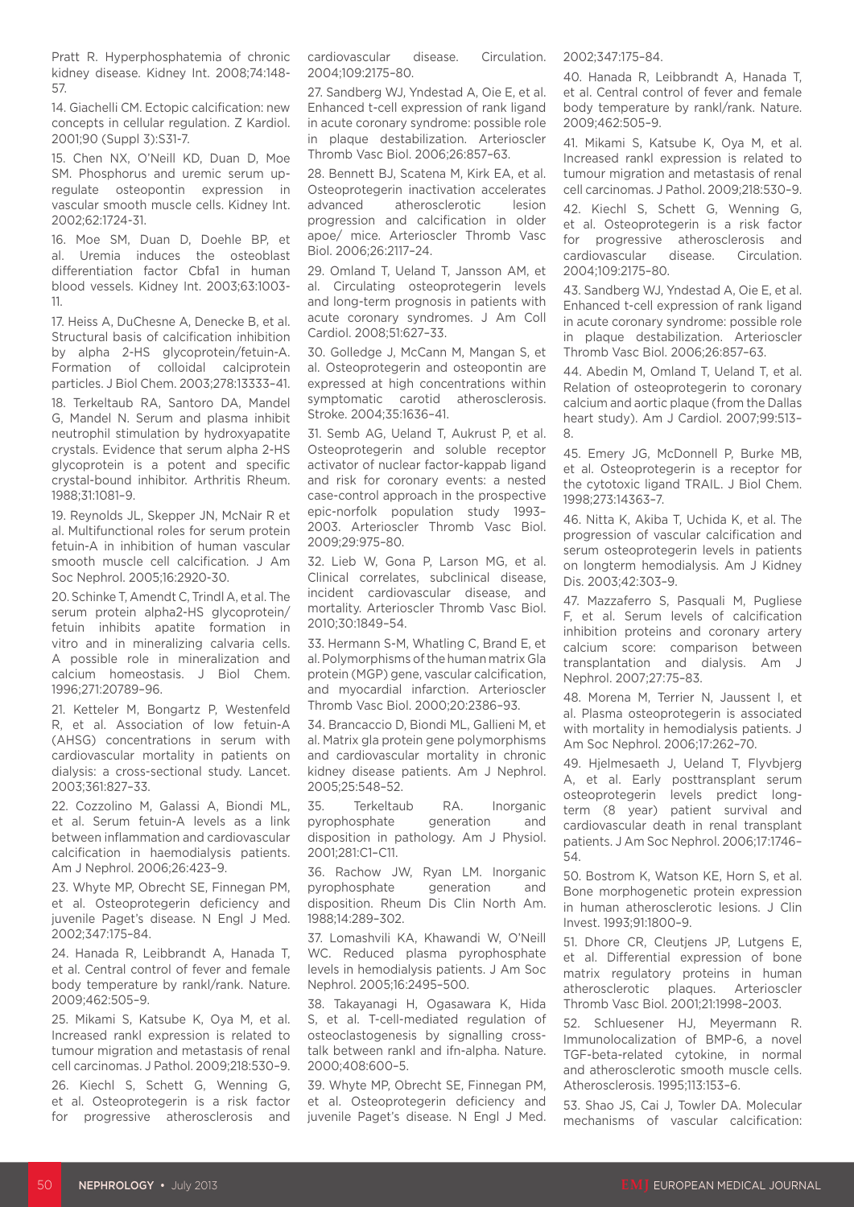Pratt R. Hyperphosphatemia of chronic kidney disease. Kidney Int. 2008;74:148-57.

14. Giachelli CM. Ectopic calcification: new concepts in cellular regulation. Z Kardiol. 2001;90 (Suppl 3):S31-7.

15. Chen NX, O'Neill KD, Duan D, Moe SM. Phosphorus and uremic serum up-regulate osteopontin expression in vascular smooth muscle cells. Kidney Int. 2002;62:1724-31.

16. Moe SM, Duan D, Doehle BP, et al. Uremia induces the osteoblast differentiation factor Cbfa1 in human blood vessels. Kidney Int. 2003;63:1003-11.

17. Heiss A, DuChesne A, Denecke B, et al. Structural basis of calcification inhibition by alpha 2-HS glycoprotein/fetuin-A. Formation of colloidal calciprotein particles. J Biol Chem. 2003;278:13333–41.

18. Terkeltaub RA, Santoro DA, Mandel G, Mandel N. Serum and plasma inhibit neutrophil stimulation by hydroxyapatite crystals. Evidence that serum alpha 2-HS glycoprotein is a potent and specific crystal-bound inhibitor. Arthritis Rheum. 1988;31:1081–9.

19. Reynolds JL, Skepper JN, McNair R et al. Multifunctional roles for serum protein fetuin-A in inhibition of human vascular smooth muscle cell calcification. J Am Soc Nephrol. 2005;16:2920-30.

20. Schinke T, Amendt C, Trindl A, et al. The serum protein alpha2-HS glycoprotein/fetuin inhibits apatite formation in vitro and in mineralizing calvaria cells. A possible role in mineralization and calcium homeostasis. J Biol Chem. 1996;271:20789–96.

21. Ketteler M, Bongartz P, Westenfeld R, et al. Association of low fetuin-A (AHSG) concentrations in serum with cardiovascular mortality in patients on dialysis: a cross-sectional study. Lancet. 2003;361:827–33.

22. Cozzolino M, Galassi A, Biondi ML, et al. Serum fetuin-A levels as a link between inflammation and cardiovascular calcification in haemodialysis patients. Am J Nephrol. 2006;26:423–9.

23. Whyte MP, Obrecht SE, Finnegan PM, et al. Osteoprotegerin deficiency and juvenile Paget's disease. N Engl J Med. 2002;347:175–84.

24. Hanada R, Leibbrandt A, Hanada T, et al. Central control of fever and female body temperature by rankl/rank. Nature. 2009;462:505–9.

25. Mikami S, Katsube K, Oya M, et al. Increased rankl expression is related to tumour migration and metastasis of renal cell carcinomas. J Pathol. 2009;218:530–9.

26. Kiechl S, Schett G, Wenning G, et al. Osteoprotegerin is a risk factor for progressive atherosclerosis and cardiovascular disease. Circulation. 2004;109:2175–80.

27. Sandberg WJ, Yndestad A, Oie E, et al. Enhanced t-cell expression of rank ligand in acute coronary syndrome: possible role in plaque destabilization. Arterioscler Thromb Vasc Biol. 2006;26:857–63.

28. Bennett BJ, Scatena M, Kirk EA, et al. Osteoprotegerin inactivation accelerates advanced atherosclerotic lesion progression and calcification in older apoe/ mice. Arterioscler Thromb Vasc Biol. 2006;26:2117–24.

29. Omland T, Ueland T, Jansson AM, et al. Circulating osteoprotegerin levels and long-term prognosis in patients with acute coronary syndromes. J Am Coll Cardiol. 2008;51:627–33.

30. Golledge J, McCann M, Mangan S, et al. Osteoprotegerin and osteopontin are expressed at high concentrations within symptomatic carotid atherosclerosis. Stroke. 2004;35:1636–41.

31. Semb AG, Ueland T, Aukrust P, et al. Osteoprotegerin and soluble receptor activator of nuclear factor-kappab ligand and risk for coronary events: a nested case-control approach in the prospective epic-norfolk population study 1993–2003. Arterioscler Thromb Vasc Biol. 2009;29:975–80.

32. Lieb W, Gona P, Larson MG, et al. Clinical correlates, subclinical disease, incident cardiovascular disease, and mortality. Arterioscler Thromb Vasc Biol. 2010;30:1849–54.

33. Hermann S-M, Whatling C, Brand E, et al. Polymorphisms of the human matrix Gla protein (MGP) gene, vascular calcification, and myocardial infarction. Arterioscler Thromb Vasc Biol. 2000;20:2386–93.

34. Brancaccio D, Biondi ML, Gallieni M, et al. Matrix gla protein gene polymorphisms and cardiovascular mortality in chronic kidney disease patients. Am J Nephrol. 2005;25:548–52.

35. Terkeltaub RA. Inorganic pyrophosphate generation and disposition in pathology. Am J Physiol. 2001;281:C1–C11.

36. Rachow JW, Ryan LM. Inorganic pyrophosphate generation and disposition. Rheum Dis Clin North Am. 1988;14:289–302.

37. Lomashvili KA, Khawandi W, O'Neill WC. Reduced plasma pyrophosphate levels in hemodialysis patients. J Am Soc Nephrol. 2005;16:2495–500.

38. Takayanagi H, Ogasawara K, Hida S, et al. T-cell-mediated regulation of osteoclastogenesis by signalling cross-talk between rankl and ifn-alpha. Nature. 2000;408:600–5.

39. Whyte MP, Obrecht SE, Finnegan PM, et al. Osteoprotegerin deficiency and juvenile Paget's disease. N Engl J Med. 2002;347:175–84.

40. Hanada R, Leibbrandt A, Hanada T, et al. Central control of fever and female body temperature by rankl/rank. Nature. 2009;462:505–9.

41. Mikami S, Katsube K, Oya M, et al. Increased rankl expression is related to tumour migration and metastasis of renal cell carcinomas. J Pathol. 2009;218:530–9.

42. Kiechl S, Schett G, Wenning G, et al. Osteoprotegerin is a risk factor for progressive atherosclerosis and cardiovascular disease. Circulation. 2004;109:2175–80.

43. Sandberg WJ, Yndestad A, Oie E, et al. Enhanced t-cell expression of rank ligand in acute coronary syndrome: possible role in plaque destabilization. Arterioscler Thromb Vasc Biol. 2006;26:857–63.

44. Abedin M, Omland T, Ueland T, et al. Relation of osteoprotegerin to coronary calcium and aortic plaque (from the Dallas heart study). Am J Cardiol. 2007;99:513–8.

45. Emery JG, McDonnell P, Burke MB, et al. Osteoprotegerin is a receptor for the cytotoxic ligand TRAIL. J Biol Chem. 1998;273:14363–7.

46. Nitta K, Akiba T, Uchida K, et al. The progression of vascular calcification and serum osteoprotegerin levels in patients on longterm hemodialysis. Am J Kidney Dis. 2003;42:303–9.

47. Mazzaferro S, Pasquali M, Pugliese F, et al. Serum levels of calcification inhibition proteins and coronary artery calcium score: comparison between transplantation and dialysis. Am J Nephrol. 2007;27:75–83.

48. Morena M, Terrier N, Jaussent I, et al. Plasma osteoprotegerin is associated with mortality in hemodialysis patients. J Am Soc Nephrol. 2006;17:262–70.

49. Hjelmesaeth J, Ueland T, Flyvbjerg A, et al. Early posttransplant serum osteoprotegerin levels predict long-term (8 year) patient survival and cardiovascular death in renal transplant patients. J Am Soc Nephrol. 2006;17:1746–54.

50. Bostrom K, Watson KE, Horn S, et al. Bone morphogenetic protein expression in human atherosclerotic lesions. J Clin Invest. 1993;91:1800–9.

51. Dhore CR, Cleutjens JP, Lutgens E, et al. Differential expression of bone matrix regulatory proteins in human atherosclerotic plaques. Arterioscler Thromb Vasc Biol. 2001;21:1998–2003.

52. Schluesener HJ, Meyermann R. Immunolocalization of BMP-6, a novel TGF-beta-related cytokine, in normal and atherosclerotic smooth muscle cells. Atherosclerosis. 1995;113:153–6.

53. Shao JS, Cai J, Towler DA. Molecular mechanisms of vascular calcification: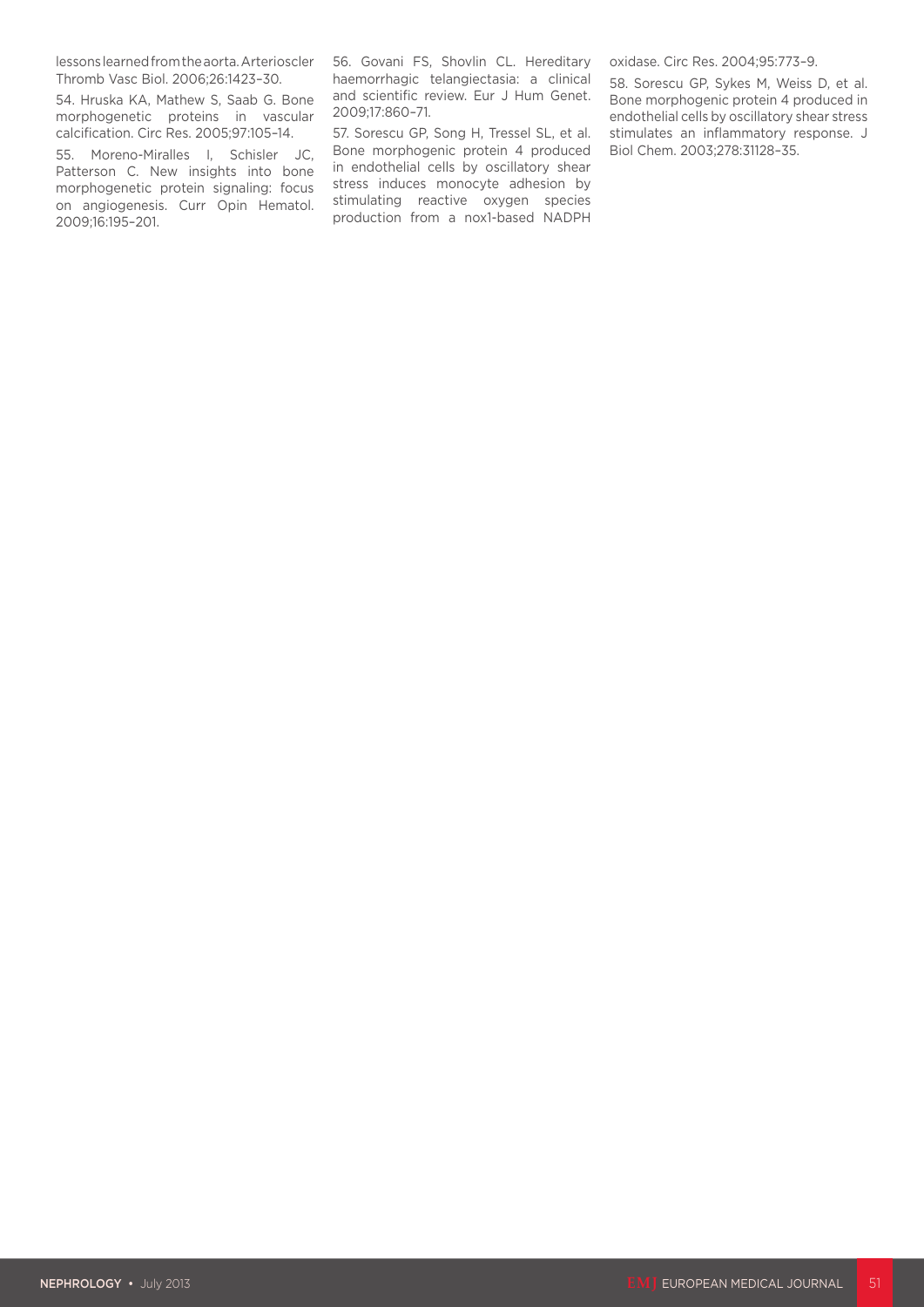lessons learned from the aorta. Arterioscler Thromb Vasc Biol. 2006;26:1423–30.

54. Hruska KA, Mathew S, Saab G. Bone morphogenetic proteins in vascular calcification. Circ Res. 2005;97:105–14.

55. Moreno-Miralles I, Schisler JC, Patterson C. New insights into bone morphogenetic protein signaling: focus on angiogenesis. Curr Opin Hematol. 2009;16:195–201.

56. Govani FS, Shovlin CL. Hereditary haemorrhagic telangiectasia: a clinical and scientific review. Eur J Hum Genet. 2009;17:860–71.

57. Sorescu GP, Song H, Tressel SL, et al. Bone morphogenic protein 4 produced in endothelial cells by oscillatory shear stress induces monocyte adhesion by stimulating reactive oxygen species production from a nox1-based NADPH oxidase. Circ Res. 2004;95:773–9.

58. Sorescu GP, Sykes M, Weiss D, et al. Bone morphogenic protein 4 produced in endothelial cells by oscillatory shear stress stimulates an inflammatory response. J Biol Chem. 2003;278:31128–35.